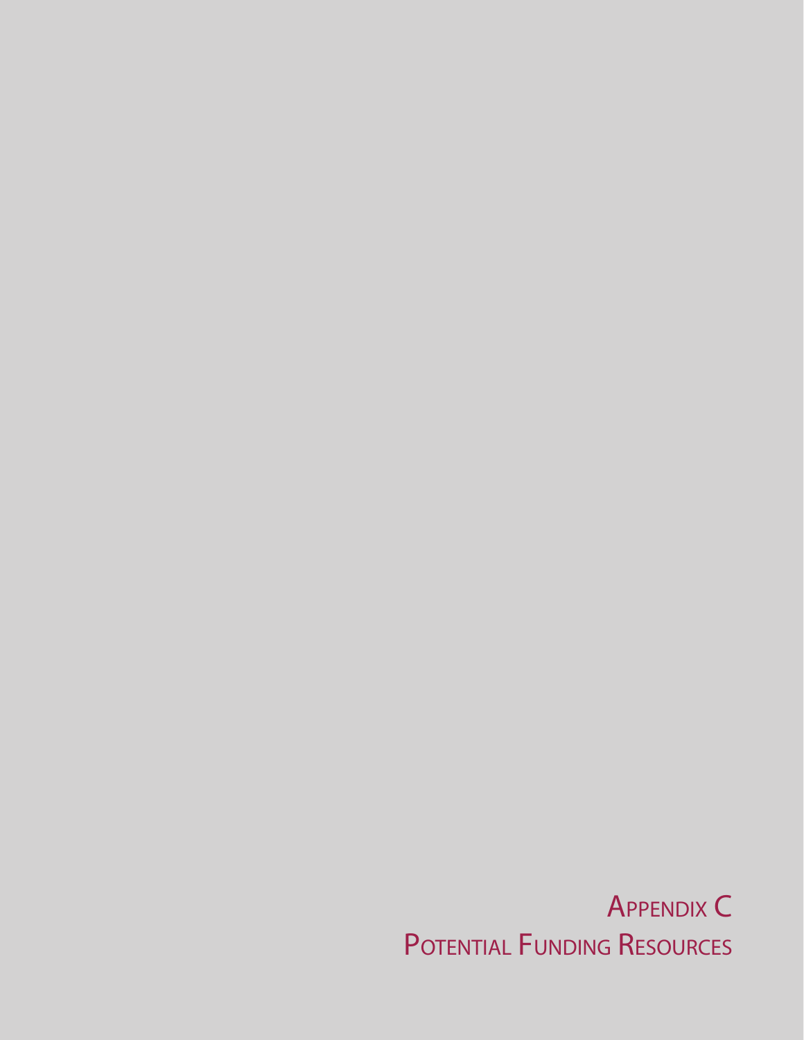# Appendix C
# Potential Funding Resources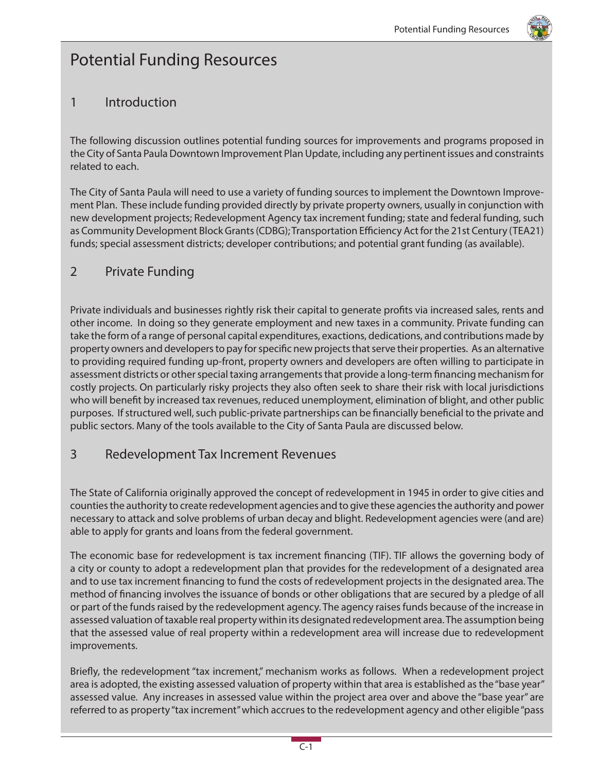# Potential Funding Resources

## 1 Introduction

The following discussion outlines potential funding sources for improvements and programs proposed in the City of Santa Paula Downtown Improvement Plan Update, including any pertinent issues and constraints related to each.

The City of Santa Paula will need to use a variety of funding sources to implement the Downtown Improvement Plan. These include funding provided directly by private property owners, usually in conjunction with new development projects; Redevelopment Agency tax increment funding; state and federal funding, such as Community Development Block Grants (CDBG); Transportation Efficiency Act for the 21st Century (TEA21) funds; special assessment districts; developer contributions; and potential grant funding (as available).

## 2 Private Funding

Private individuals and businesses rightly risk their capital to generate profits via increased sales, rents and other income. In doing so they generate employment and new taxes in a community. Private funding can take the form of a range of personal capital expenditures, exactions, dedications, and contributions made by property owners and developers to pay for specific new projects that serve their properties. As an alternative to providing required funding up-front, property owners and developers are often willing to participate in assessment districts or other special taxing arrangements that provide a long-term financing mechanism for costly projects. On particularly risky projects they also often seek to share their risk with local jurisdictions who will benefit by increased tax revenues, reduced unemployment, elimination of blight, and other public purposes. If structured well, such public-private partnerships can be financially beneficial to the private and public sectors. Many of the tools available to the City of Santa Paula are discussed below.

## 3 Redevelopment Tax Increment Revenues

The State of California originally approved the concept of redevelopment in 1945 in order to give cities and counties the authority to create redevelopment agencies and to give these agencies the authority and power necessary to attack and solve problems of urban decay and blight. Redevelopment agencies were (and are) able to apply for grants and loans from the federal government.

The economic base for redevelopment is tax increment financing (TIF). TIF allows the governing body of a city or county to adopt a redevelopment plan that provides for the redevelopment of a designated area and to use tax increment financing to fund the costs of redevelopment projects in the designated area. The method of financing involves the issuance of bonds or other obligations that are secured by a pledge of all or part of the funds raised by the redevelopment agency. The agency raises funds because of the increase in assessed valuation of taxable real property within its designated redevelopment area. The assumption being that the assessed value of real property within a redevelopment area will increase due to redevelopment improvements.

Briefly, the redevelopment "tax increment," mechanism works as follows. When a redevelopment project area is adopted, the existing assessed valuation of property within that area is established as the "base year" assessed value. Any increases in assessed value within the project area over and above the "base year" are referred to as property "tax increment" which accrues to the redevelopment agency and other eligible "pass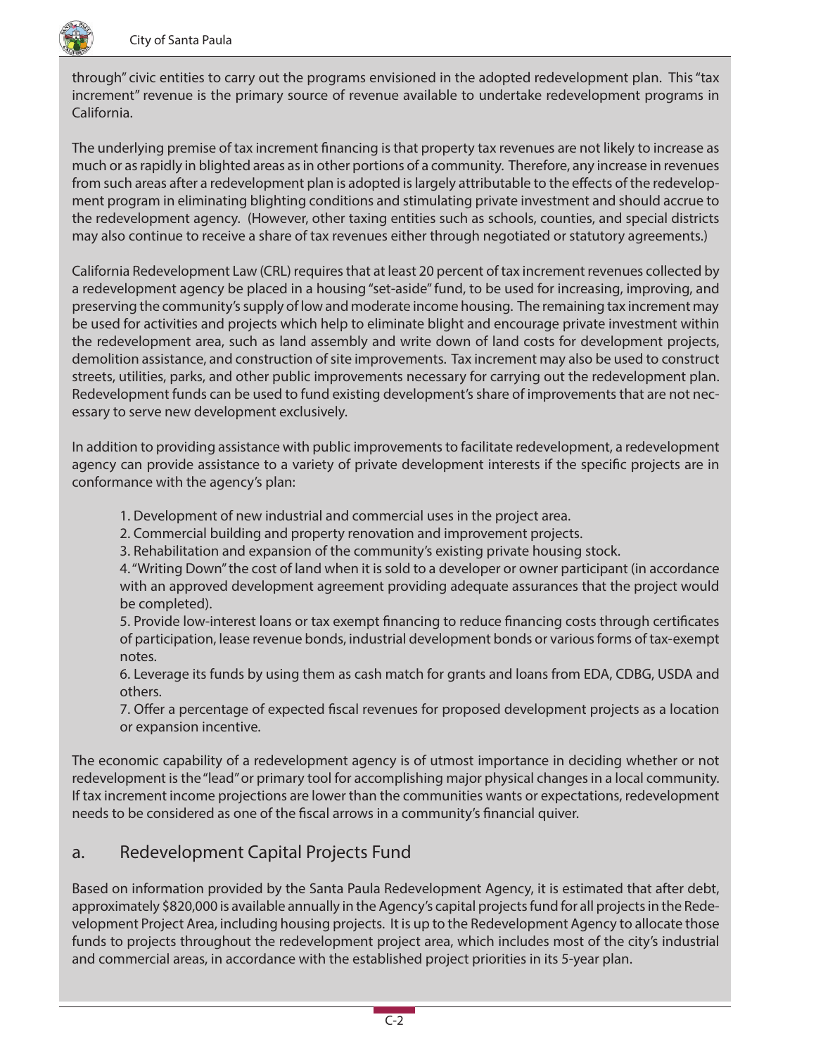through" civic entities to carry out the programs envisioned in the adopted redevelopment plan. This "tax increment" revenue is the primary source of revenue available to undertake redevelopment programs in California.

The underlying premise of tax increment financing is that property tax revenues are not likely to increase as much or as rapidly in blighted areas as in other portions of a community. Therefore, any increase in revenues from such areas after a redevelopment plan is adopted is largely attributable to the effects of the redevelopment program in eliminating blighting conditions and stimulating private investment and should accrue to the redevelopment agency. (However, other taxing entities such as schools, counties, and special districts may also continue to receive a share of tax revenues either through negotiated or statutory agreements.)

California Redevelopment Law (CRL) requires that at least 20 percent of tax increment revenues collected by a redevelopment agency be placed in a housing "set-aside" fund, to be used for increasing, improving, and preserving the community's supply of low and moderate income housing. The remaining tax increment may be used for activities and projects which help to eliminate blight and encourage private investment within the redevelopment area, such as land assembly and write down of land costs for development projects, demolition assistance, and construction of site improvements. Tax increment may also be used to construct streets, utilities, parks, and other public improvements necessary for carrying out the redevelopment plan. Redevelopment funds can be used to fund existing development's share of improvements that are not necessary to serve new development exclusively.

In addition to providing assistance with public improvements to facilitate redevelopment, a redevelopment agency can provide assistance to a variety of private development interests if the specific projects are in conformance with the agency's plan:

1. Development of new industrial and commercial uses in the project area.
2. Commercial building and property renovation and improvement projects.
3. Rehabilitation and expansion of the community's existing private housing stock.
4. "Writing Down" the cost of land when it is sold to a developer or owner participant (in accordance with an approved development agreement providing adequate assurances that the project would be completed).
5. Provide low-interest loans or tax exempt financing to reduce financing costs through certificates of participation, lease revenue bonds, industrial development bonds or various forms of tax-exempt notes.
6. Leverage its funds by using them as cash match for grants and loans from EDA, CDBG, USDA and others.
7. Offer a percentage of expected fiscal revenues for proposed development projects as a location or expansion incentive.

The economic capability of a redevelopment agency is of utmost importance in deciding whether or not redevelopment is the "lead" or primary tool for accomplishing major physical changes in a local community. If tax increment income projections are lower than the communities wants or expectations, redevelopment needs to be considered as one of the fiscal arrows in a community's financial quiver.

## a. Redevelopment Capital Projects Fund

Based on information provided by the Santa Paula Redevelopment Agency, it is estimated that after debt, approximately $820,000 is available annually in the Agency's capital projects fund for all projects in the Redevelopment Project Area, including housing projects. It is up to the Redevelopment Agency to allocate those funds to projects throughout the redevelopment project area, which includes most of the city's industrial and commercial areas, in accordance with the established project priorities in its 5-year plan.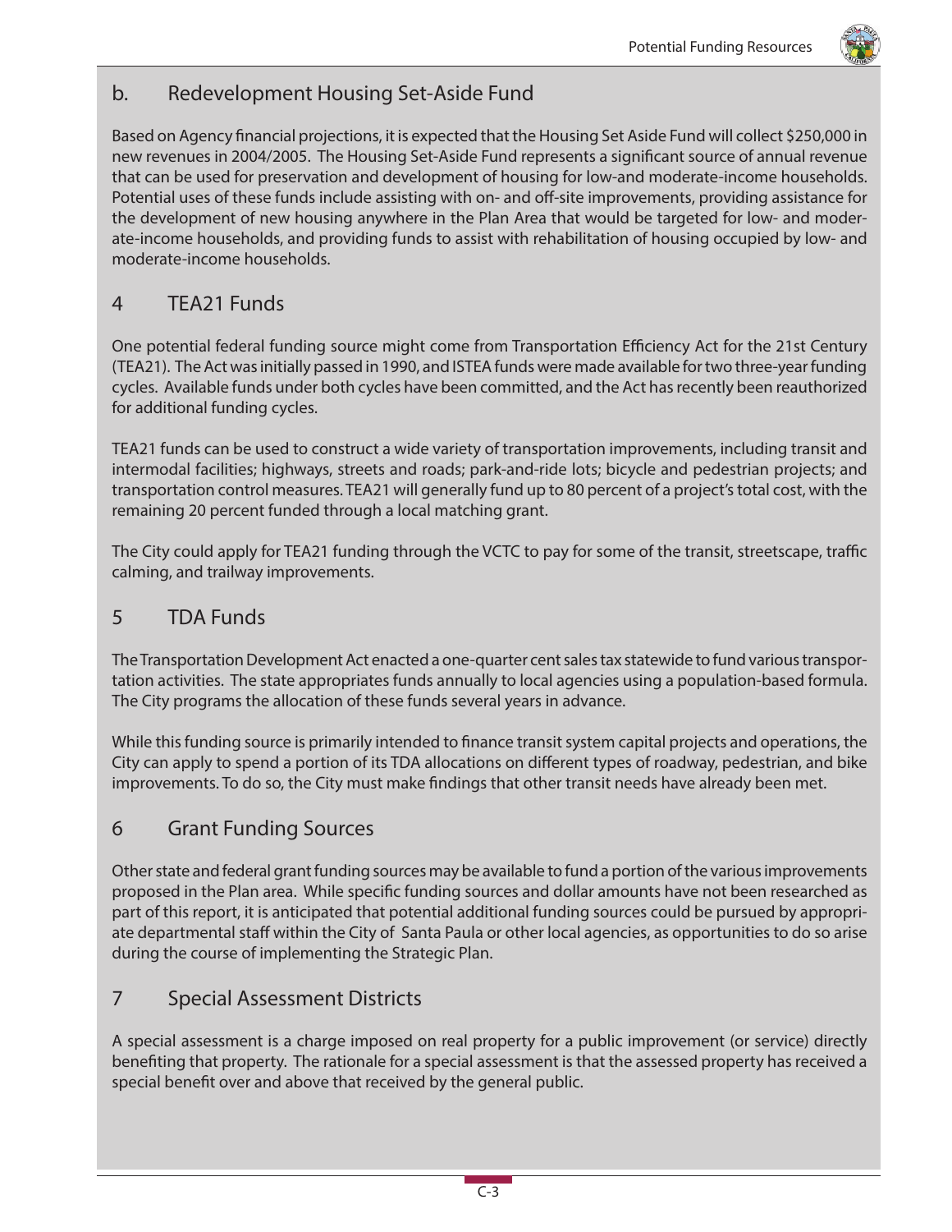## b. Redevelopment Housing Set-Aside Fund

Based on Agency financial projections, it is expected that the Housing Set Aside Fund will collect $250,000 in new revenues in 2004/2005. The Housing Set-Aside Fund represents a significant source of annual revenue that can be used for preservation and development of housing for low-and moderate-income households. Potential uses of these funds include assisting with on- and off-site improvements, providing assistance for the development of new housing anywhere in the Plan Area that would be targeted for low- and moderate-income households, and providing funds to assist with rehabilitation of housing occupied by low- and moderate-income households.

## 4 TEA21 Funds

One potential federal funding source might come from Transportation Efficiency Act for the 21st Century (TEA21). The Act was initially passed in 1990, and ISTEA funds were made available for two three-year funding cycles. Available funds under both cycles have been committed, and the Act has recently been reauthorized for additional funding cycles.

TEA21 funds can be used to construct a wide variety of transportation improvements, including transit and intermodal facilities; highways, streets and roads; park-and-ride lots; bicycle and pedestrian projects; and transportation control measures. TEA21 will generally fund up to 80 percent of a project's total cost, with the remaining 20 percent funded through a local matching grant.

The City could apply for TEA21 funding through the VCTC to pay for some of the transit, streetscape, traffic calming, and trailway improvements.

## 5 TDA Funds

The Transportation Development Act enacted a one-quarter cent sales tax statewide to fund various transportation activities. The state appropriates funds annually to local agencies using a population-based formula. The City programs the allocation of these funds several years in advance.

While this funding source is primarily intended to finance transit system capital projects and operations, the City can apply to spend a portion of its TDA allocations on different types of roadway, pedestrian, and bike improvements. To do so, the City must make findings that other transit needs have already been met.

## 6 Grant Funding Sources

Other state and federal grant funding sources may be available to fund a portion of the various improvements proposed in the Plan area. While specific funding sources and dollar amounts have not been researched as part of this report, it is anticipated that potential additional funding sources could be pursued by appropriate departmental staff within the City of Santa Paula or other local agencies, as opportunities to do so arise during the course of implementing the Strategic Plan.

## 7 Special Assessment Districts

A special assessment is a charge imposed on real property for a public improvement (or service) directly benefiting that property. The rationale for a special assessment is that the assessed property has received a special benefit over and above that received by the general public.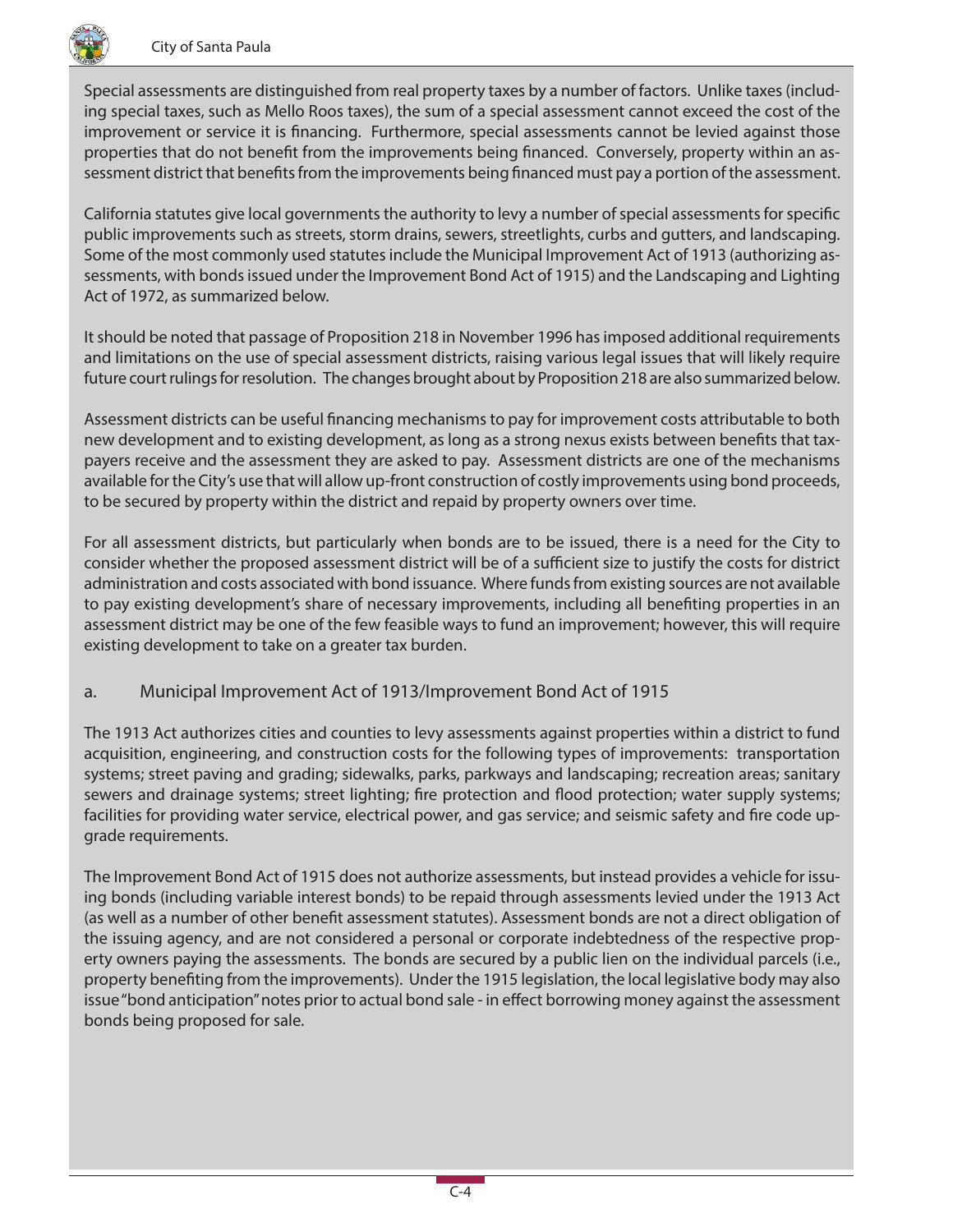Special assessments are distinguished from real property taxes by a number of factors. Unlike taxes (including special taxes, such as Mello Roos taxes), the sum of a special assessment cannot exceed the cost of the improvement or service it is financing. Furthermore, special assessments cannot be levied against those properties that do not benefit from the improvements being financed. Conversely, property within an assessment district that benefits from the improvements being financed must pay a portion of the assessment.

California statutes give local governments the authority to levy a number of special assessments for specific public improvements such as streets, storm drains, sewers, streetlights, curbs and gutters, and landscaping. Some of the most commonly used statutes include the Municipal Improvement Act of 1913 (authorizing assessments, with bonds issued under the Improvement Bond Act of 1915) and the Landscaping and Lighting Act of 1972, as summarized below.

It should be noted that passage of Proposition 218 in November 1996 has imposed additional requirements and limitations on the use of special assessment districts, raising various legal issues that will likely require future court rulings for resolution. The changes brought about by Proposition 218 are also summarized below.

Assessment districts can be useful financing mechanisms to pay for improvement costs attributable to both new development and to existing development, as long as a strong nexus exists between benefits that taxpayers receive and the assessment they are asked to pay. Assessment districts are one of the mechanisms available for the City's use that will allow up-front construction of costly improvements using bond proceeds, to be secured by property within the district and repaid by property owners over time.

For all assessment districts, but particularly when bonds are to be issued, there is a need for the City to consider whether the proposed assessment district will be of a sufficient size to justify the costs for district administration and costs associated with bond issuance. Where funds from existing sources are not available to pay existing development's share of necessary improvements, including all benefiting properties in an assessment district may be one of the few feasible ways to fund an improvement; however, this will require existing development to take on a greater tax burden.

### a. Municipal Improvement Act of 1913/Improvement Bond Act of 1915

The 1913 Act authorizes cities and counties to levy assessments against properties within a district to fund acquisition, engineering, and construction costs for the following types of improvements: transportation systems; street paving and grading; sidewalks, parks, parkways and landscaping; recreation areas; sanitary sewers and drainage systems; street lighting; fire protection and flood protection; water supply systems; facilities for providing water service, electrical power, and gas service; and seismic safety and fire code upgrade requirements.

The Improvement Bond Act of 1915 does not authorize assessments, but instead provides a vehicle for issuing bonds (including variable interest bonds) to be repaid through assessments levied under the 1913 Act (as well as a number of other benefit assessment statutes). Assessment bonds are not a direct obligation of the issuing agency, and are not considered a personal or corporate indebtedness of the respective property owners paying the assessments. The bonds are secured by a public lien on the individual parcels (i.e., property benefiting from the improvements). Under the 1915 legislation, the local legislative body may also issue "bond anticipation" notes prior to actual bond sale - in effect borrowing money against the assessment bonds being proposed for sale.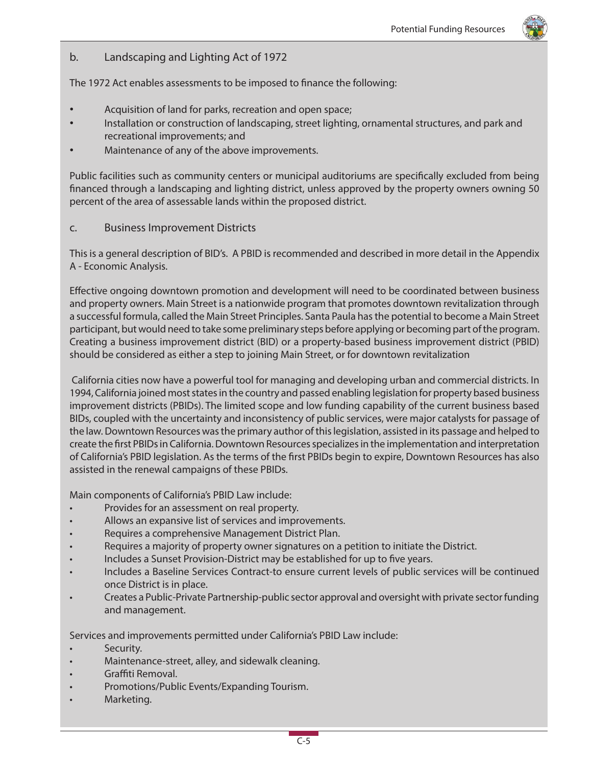### b. Landscaping and Lighting Act of 1972

The 1972 Act enables assessments to be imposed to finance the following:

- Acquisition of land for parks, recreation and open space;
- Installation or construction of landscaping, street lighting, ornamental structures, and park and recreational improvements; and
- Maintenance of any of the above improvements.

Public facilities such as community centers or municipal auditoriums are specifically excluded from being financed through a landscaping and lighting district, unless approved by the property owners owning 50 percent of the area of assessable lands within the proposed district.

### c. Business Improvement Districts

This is a general description of BID's. A PBID is recommended and described in more detail in the Appendix A - Economic Analysis.

Effective ongoing downtown promotion and development will need to be coordinated between business and property owners. Main Street is a nationwide program that promotes downtown revitalization through a successful formula, called the Main Street Principles. Santa Paula has the potential to become a Main Street participant, but would need to take some preliminary steps before applying or becoming part of the program. Creating a business improvement district (BID) or a property-based business improvement district (PBID) should be considered as either a step to joining Main Street, or for downtown revitalization

California cities now have a powerful tool for managing and developing urban and commercial districts. In 1994, California joined most states in the country and passed enabling legislation for property based business improvement districts (PBIDs). The limited scope and low funding capability of the current business based BIDs, coupled with the uncertainty and inconsistency of public services, were major catalysts for passage of the law. Downtown Resources was the primary author of this legislation, assisted in its passage and helped to create the first PBIDs in California. Downtown Resources specializes in the implementation and interpretation of California's PBID legislation. As the terms of the first PBIDs begin to expire, Downtown Resources has also assisted in the renewal campaigns of these PBIDs.

Main components of California's PBID Law include:

- Provides for an assessment on real property.
- Allows an expansive list of services and improvements.
- Requires a comprehensive Management District Plan.
- Requires a majority of property owner signatures on a petition to initiate the District.
- Includes a Sunset Provision-District may be established for up to five years.
- Includes a Baseline Services Contract-to ensure current levels of public services will be continued once District is in place.
- Creates a Public-Private Partnership-public sector approval and oversight with private sector funding and management.

Services and improvements permitted under California's PBID Law include:

- Security.
- Maintenance-street, alley, and sidewalk cleaning.
- Graffiti Removal.
- Promotions/Public Events/Expanding Tourism.
- Marketing.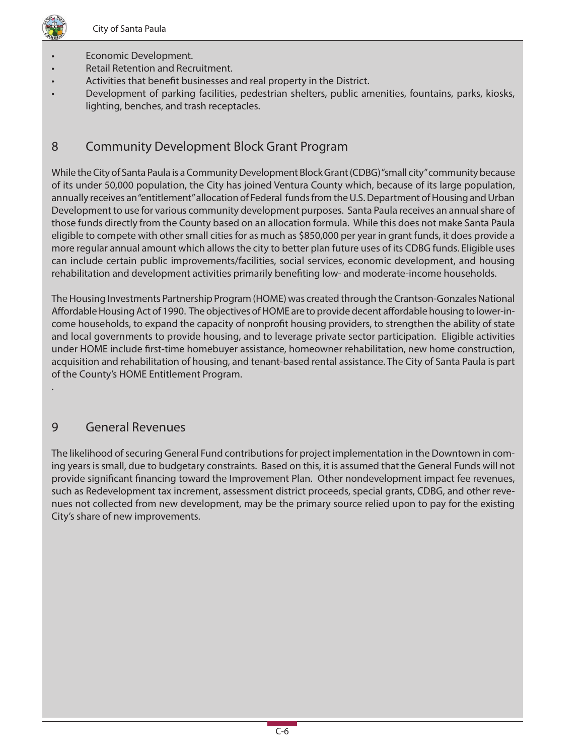- Economic Development.
- Retail Retention and Recruitment.
- Activities that benefit businesses and real property in the District.
- Development of parking facilities, pedestrian shelters, public amenities, fountains, parks, kiosks, lighting, benches, and trash receptacles.

## 8 Community Development Block Grant Program

While the City of Santa Paula is a Community Development Block Grant (CDBG) "small city" community because of its under 50,000 population, the City has joined Ventura County which, because of its large population, annually receives an "entitlement" allocation of Federal funds from the U.S. Department of Housing and Urban Development to use for various community development purposes. Santa Paula receives an annual share of those funds directly from the County based on an allocation formula. While this does not make Santa Paula eligible to compete with other small cities for as much as $850,000 per year in grant funds, it does provide a more regular annual amount which allows the city to better plan future uses of its CDBG funds. Eligible uses can include certain public improvements/facilities, social services, economic development, and housing rehabilitation and development activities primarily benefiting low- and moderate-income households.

The Housing Investments Partnership Program (HOME) was created through the Crantson-Gonzales National Affordable Housing Act of 1990. The objectives of HOME are to provide decent affordable housing to lower-income households, to expand the capacity of nonprofit housing providers, to strengthen the ability of state and local governments to provide housing, and to leverage private sector participation. Eligible activities under HOME include first-time homebuyer assistance, homeowner rehabilitation, new home construction, acquisition and rehabilitation of housing, and tenant-based rental assistance. The City of Santa Paula is part of the County's HOME Entitlement Program.

.

## 9 General Revenues

The likelihood of securing General Fund contributions for project implementation in the Downtown in coming years is small, due to budgetary constraints. Based on this, it is assumed that the General Funds will not provide significant financing toward the Improvement Plan. Other nondevelopment impact fee revenues, such as Redevelopment tax increment, assessment district proceeds, special grants, CDBG, and other revenues not collected from new development, may be the primary source relied upon to pay for the existing City's share of new improvements.